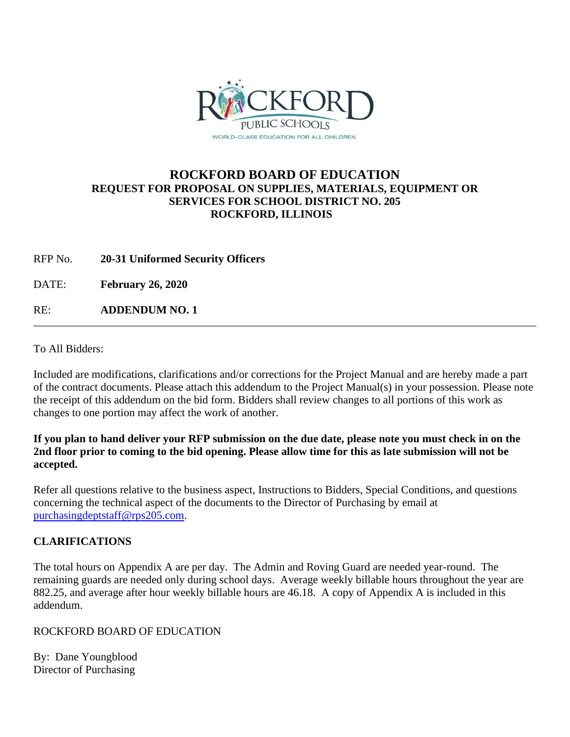# ROCKFORD BOARD OF EDUCATION

## REQUEST FOR PROPOSAL ON SUPPLIES, MATERIALS, EQUIPMENT OR SERVICES FOR SCHOOL DISTRICT NO. 205 ROCKFORD, ILLINOIS

RFP No. **20-31 Uniformed Security Officers**

DATE: **February 26, 2020**

RE: **ADDENDUM NO. 1**

---

To All Bidders:

Included are modifications, clarifications and/or corrections for the Project Manual and are hereby made a part of the contract documents. Please attach this addendum to the Project Manual(s) in your possession. Please note the receipt of this addendum on the bid form. Bidders shall review changes to all portions of this work as changes to one portion may affect the work of another.

**If you plan to hand deliver your RFP submission on the due date, please note you must check in on the 2nd floor prior to coming to the bid opening. Please allow time for this as late submission will not be accepted.**

Refer all questions relative to the business aspect, Instructions to Bidders, Special Conditions, and questions concerning the technical aspect of the documents to the Director of Purchasing by email at purchasingdeptstaff@rps205.com.

**CLARIFICATIONS**

The total hours on Appendix A are per day. The Admin and Roving Guard are needed year-round. The remaining guards are needed only during school days. Average weekly billable hours throughout the year are 882.25, and average after hour weekly billable hours are 46.18. A copy of Appendix A is included in this addendum.

ROCKFORD BOARD OF EDUCATION

By: Dane Youngblood
Director of Purchasing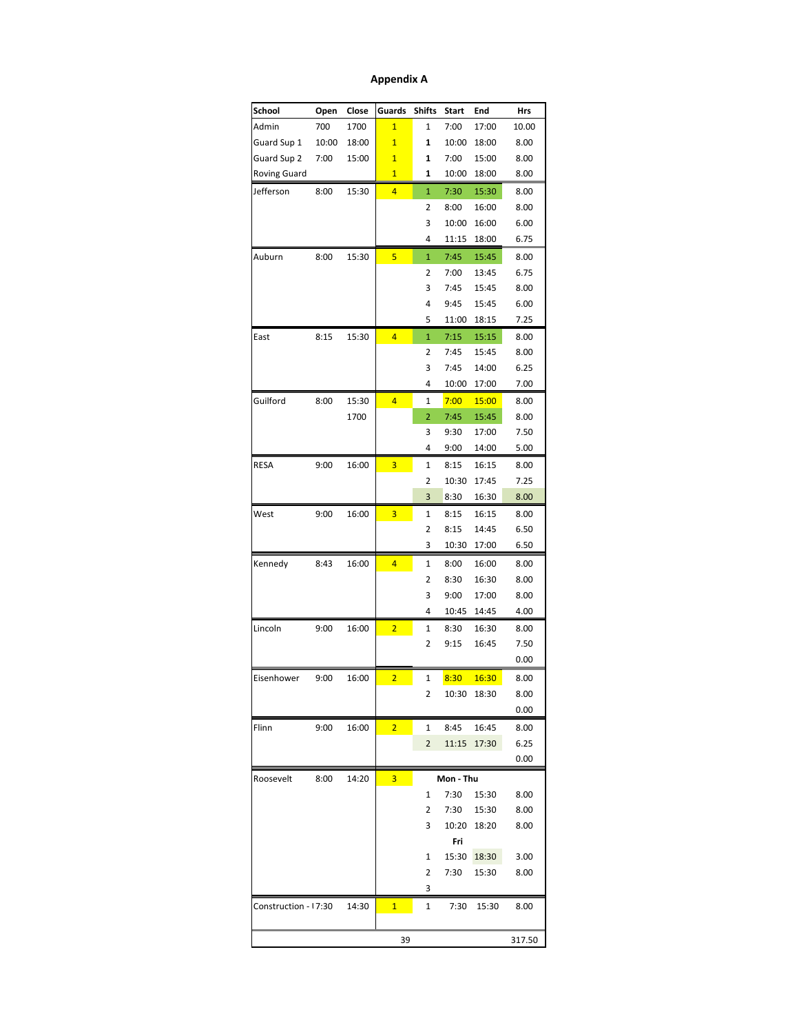# Appendix A

| School | Open | Close | Guards | Shifts | Start | End | Hrs |
|---|---|---|---|---|---|---|---|
| Admin | 700 | 1700 | 1 | 1 | 7:00 | 17:00 | 10.00 |
| Guard Sup 1 | 10:00 | 18:00 | 1 | 1 | 10:00 | 18:00 | 8.00 |
| Guard Sup 2 | 7:00 | 15:00 | 1 | 1 | 7:00 | 15:00 | 8.00 |
| Roving Guard | | | 1 | 1 | 10:00 | 18:00 | 8.00 |
| Jefferson | 8:00 | 15:30 | 4 | 1 | 7:30 | 15:30 | 8.00 |
| | | | | 2 | 8:00 | 16:00 | 8.00 |
| | | | | 3 | 10:00 | 16:00 | 6.00 |
| | | | | 4 | 11:15 | 18:00 | 6.75 |
| Auburn | 8:00 | 15:30 | 5 | 1 | 7:45 | 15:45 | 8.00 |
| | | | | 2 | 7:00 | 13:45 | 6.75 |
| | | | | 3 | 7:45 | 15:45 | 8.00 |
| | | | | 4 | 9:45 | 15:45 | 6.00 |
| | | | | 5 | 11:00 | 18:15 | 7.25 |
| East | 8:15 | 15:30 | 4 | 1 | 7:15 | 15:15 | 8.00 |
| | | | | 2 | 7:45 | 15:45 | 8.00 |
| | | | | 3 | 7:45 | 14:00 | 6.25 |
| | | | | 4 | 10:00 | 17:00 | 7.00 |
| Guilford | 8:00 | 15:30 | 4 | 1 | 7:00 | 15:00 | 8.00 |
| | | 1700 | | 2 | 7:45 | 15:45 | 8.00 |
| | | | | 3 | 9:30 | 17:00 | 7.50 |
| | | | | 4 | 9:00 | 14:00 | 5.00 |
| RESA | 9:00 | 16:00 | 3 | 1 | 8:15 | 16:15 | 8.00 |
| | | | | 2 | 10:30 | 17:45 | 7.25 |
| | | | | 3 | 8:30 | 16:30 | 8.00 |
| West | 9:00 | 16:00 | 3 | 1 | 8:15 | 16:15 | 8.00 |
| | | | | 2 | 8:15 | 14:45 | 6.50 |
| | | | | 3 | 10:30 | 17:00 | 6.50 |
| Kennedy | 8:43 | 16:00 | 4 | 1 | 8:00 | 16:00 | 8.00 |
| | | | | 2 | 8:30 | 16:30 | 8.00 |
| | | | | 3 | 9:00 | 17:00 | 8.00 |
| | | | | 4 | 10:45 | 14:45 | 4.00 |
| Lincoln | 9:00 | 16:00 | 2 | 1 | 8:30 | 16:30 | 8.00 |
| | | | | 2 | 9:15 | 16:45 | 7.50 |
| | | | | | | | 0.00 |
| Eisenhower | 9:00 | 16:00 | 2 | 1 | 8:30 | 16:30 | 8.00 |
| | | | | 2 | 10:30 | 18:30 | 8.00 |
| | | | | | | | 0.00 |
| Flinn | 9:00 | 16:00 | 2 | 1 | 8:45 | 16:45 | 8.00 |
| | | | | 2 | 11:15 | 17:30 | 6.25 |
| | | | | | | | 0.00 |
| Roosevelt | 8:00 | 14:20 | 3 | | **Mon - Thu** | | |
| | | | | 1 | 7:30 | 15:30 | 8.00 |
| | | | | 2 | 7:30 | 15:30 | 8.00 |
| | | | | 3 | 10:20 | 18:20 | 8.00 |
| | | | | | **Fri** | | |
| | | | | 1 | 15:30 | 18:30 | 3.00 |
| | | | | 2 | 7:30 | 15:30 | 8.00 |
| | | | | 3 | | | |
| Construction - I | 7:30 | 14:30 | 1 | 1 | 7:30 | 15:30 | 8.00 |
| | | | 39 | | | | 317.50 |